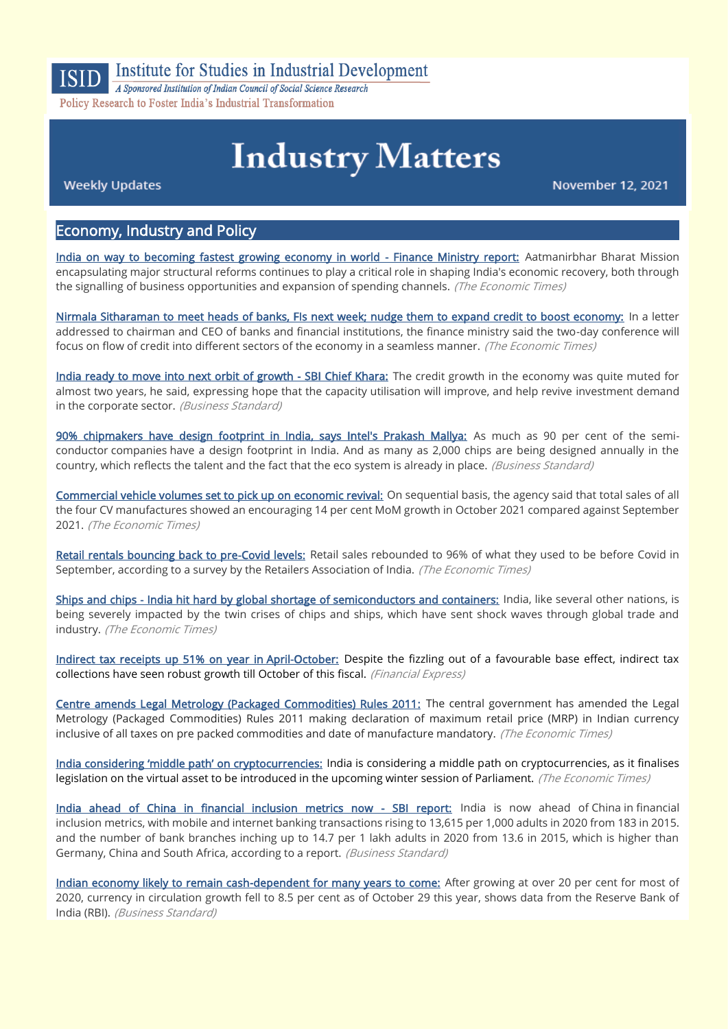ISID Institute for Studies in Industrial Development

*A Sponsored Institution of Indian Council of Social Science Research*

Policy Research to Foster India's Industrial Transformation

# Industry Matters

Weekly Updates

November 12, 2021

## Economy, Industry and Policy

India on way to becoming fastest growing economy in world - Finance Ministry report: Aatmanirbhar Bharat Mission encapsulating major structural reforms continues to play a critical role in shaping India's economic recovery, both through the signalling of business opportunities and expansion of spending channels. *(The Economic Times)*

Nirmala Sitharaman to meet heads of banks, FIs next week; nudge them to expand credit to boost economy: In a letter addressed to chairman and CEO of banks and financial institutions, the finance ministry said the two-day conference will focus on flow of credit into different sectors of the economy in a seamless manner. *(The Economic Times)*

India ready to move into next orbit of growth - SBI Chief Khara: The credit growth in the economy was quite muted for almost two years, he said, expressing hope that the capacity utilisation will improve, and help revive investment demand in the corporate sector. *(Business Standard)*

90% chipmakers have design footprint in India, says Intel's Prakash Mallya: As much as 90 per cent of the semi-conductor companies have a design footprint in India. And as many as 2,000 chips are being designed annually in the country, which reflects the talent and the fact that the eco system is already in place. *(Business Standard)*

Commercial vehicle volumes set to pick up on economic revival: On sequential basis, the agency said that total sales of all the four CV manufactures showed an encouraging 14 per cent MoM growth in October 2021 compared against September 2021. *(The Economic Times)*

Retail rentals bouncing back to pre-Covid levels: Retail sales rebounded to 96% of what they used to be before Covid in September, according to a survey by the Retailers Association of India. *(The Economic Times)*

Ships and chips - India hit hard by global shortage of semiconductors and containers: India, like several other nations, is being severely impacted by the twin crises of chips and ships, which have sent shock waves through global trade and industry. *(The Economic Times)*

Indirect tax receipts up 51% on year in April-October: Despite the fizzling out of a favourable base effect, indirect tax collections have seen robust growth till October of this fiscal. *(Financial Express)*

Centre amends Legal Metrology (Packaged Commodities) Rules 2011: The central government has amended the Legal Metrology (Packaged Commodities) Rules 2011 making declaration of maximum retail price (MRP) in Indian currency inclusive of all taxes on pre packed commodities and date of manufacture mandatory. *(The Economic Times)*

India considering 'middle path' on cryptocurrencies: India is considering a middle path on cryptocurrencies, as it finalises legislation on the virtual asset to be introduced in the upcoming winter session of Parliament. *(The Economic Times)*

India ahead of China in financial inclusion metrics now - SBI report: India is now ahead of China in financial inclusion metrics, with mobile and internet banking transactions rising to 13,615 per 1,000 adults in 2020 from 183 in 2015. and the number of bank branches inching up to 14.7 per 1 lakh adults in 2020 from 13.6 in 2015, which is higher than Germany, China and South Africa, according to a report. *(Business Standard)*

Indian economy likely to remain cash-dependent for many years to come: After growing at over 20 per cent for most of 2020, currency in circulation growth fell to 8.5 per cent as of October 29 this year, shows data from the Reserve Bank of India (RBI). *(Business Standard)*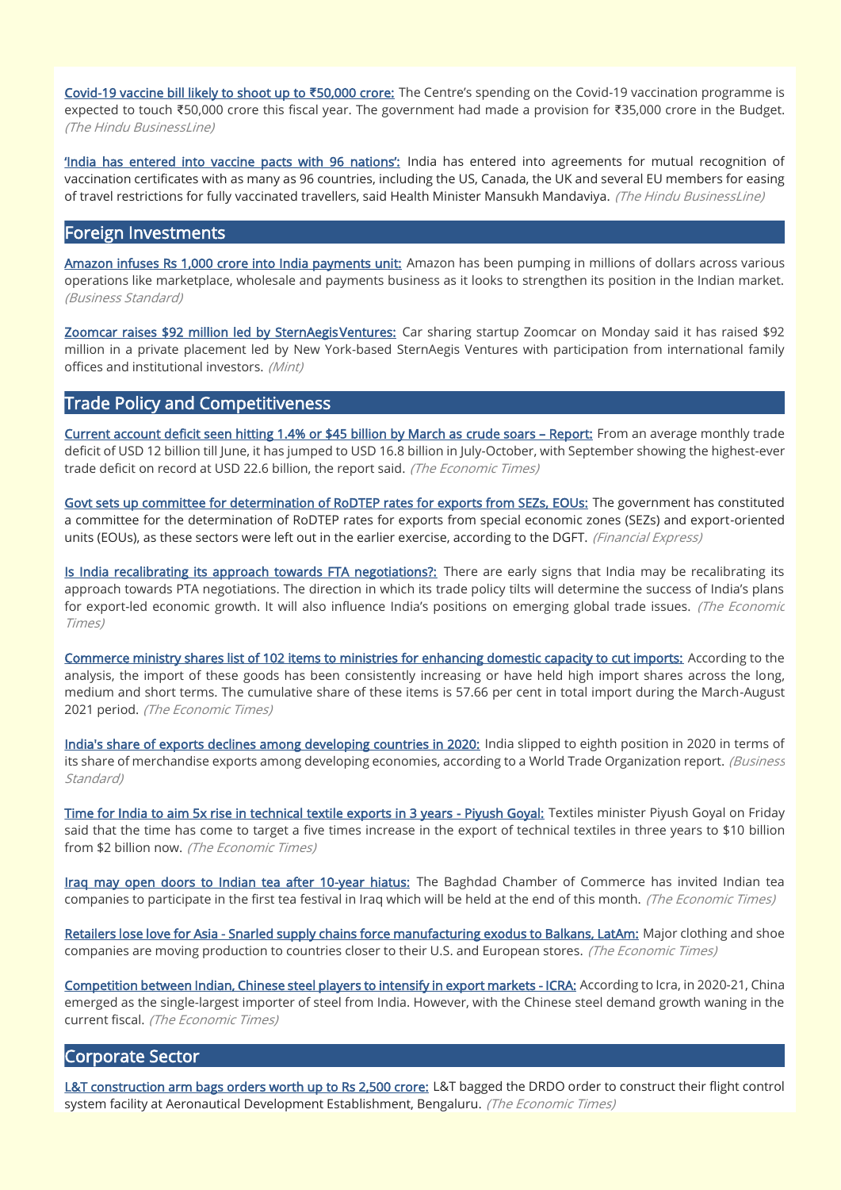**Covid-19 vaccine bill likely to shoot up to ₹50,000 crore:** The Centre's spending on the Covid-19 vaccination programme is expected to touch ₹50,000 crore this fiscal year. The government had made a provision for ₹35,000 crore in the Budget. *(The Hindu BusinessLine)*

**'India has entered into vaccine pacts with 96 nations':** India has entered into agreements for mutual recognition of vaccination certificates with as many as 96 countries, including the US, Canada, the UK and several EU members for easing of travel restrictions for fully vaccinated travellers, said Health Minister Mansukh Mandaviya. *(The Hindu BusinessLine)*

## Foreign Investments

**Amazon infuses Rs 1,000 crore into India payments unit:** Amazon has been pumping in millions of dollars across various operations like marketplace, wholesale and payments business as it looks to strengthen its position in the Indian market. *(Business Standard)*

**Zoomcar raises $92 million led by SternAegisVentures:** Car sharing startup Zoomcar on Monday said it has raised $92 million in a private placement led by New York-based SternAegis Ventures with participation from international family offices and institutional investors. *(Mint)*

## Trade Policy and Competitiveness

**Current account deficit seen hitting 1.4% or $45 billion by March as crude soars – Report:** From an average monthly trade deficit of USD 12 billion till June, it has jumped to USD 16.8 billion in July-October, with September showing the highest-ever trade deficit on record at USD 22.6 billion, the report said. *(The Economic Times)*

**Govt sets up committee for determination of RoDTEP rates for exports from SEZs, EOUs:** The government has constituted a committee for the determination of RoDTEP rates for exports from special economic zones (SEZs) and export-oriented units (EOUs), as these sectors were left out in the earlier exercise, according to the DGFT. *(Financial Express)*

**Is India recalibrating its approach towards FTA negotiations?:** There are early signs that India may be recalibrating its approach towards PTA negotiations. The direction in which its trade policy tilts will determine the success of India's plans for export-led economic growth. It will also influence India's positions on emerging global trade issues. *(The Economic Times)*

**Commerce ministry shares list of 102 items to ministries for enhancing domestic capacity to cut imports:** According to the analysis, the import of these goods has been consistently increasing or have held high import shares across the long, medium and short terms. The cumulative share of these items is 57.66 per cent in total import during the March-August 2021 period. *(The Economic Times)*

**India's share of exports declines among developing countries in 2020:** India slipped to eighth position in 2020 in terms of its share of merchandise exports among developing economies, according to a World Trade Organization report. *(Business Standard)*

**Time for India to aim 5x rise in technical textile exports in 3 years - Piyush Goyal:** Textiles minister Piyush Goyal on Friday said that the time has come to target a five times increase in the export of technical textiles in three years to $10 billion from $2 billion now. *(The Economic Times)*

**Iraq may open doors to Indian tea after 10-year hiatus:** The Baghdad Chamber of Commerce has invited Indian tea companies to participate in the first tea festival in Iraq which will be held at the end of this month. *(The Economic Times)*

**Retailers lose love for Asia - Snarled supply chains force manufacturing exodus to Balkans, LatAm:** Major clothing and shoe companies are moving production to countries closer to their U.S. and European stores. *(The Economic Times)*

**Competition between Indian, Chinese steel players to intensify in export markets - ICRA:** According to Icra, in 2020-21, China emerged as the single-largest importer of steel from India. However, with the Chinese steel demand growth waning in the current fiscal. *(The Economic Times)*

## Corporate Sector

**L&T construction arm bags orders worth up to Rs 2,500 crore:** L&T bagged the DRDO order to construct their flight control system facility at Aeronautical Development Establishment, Bengaluru. *(The Economic Times)*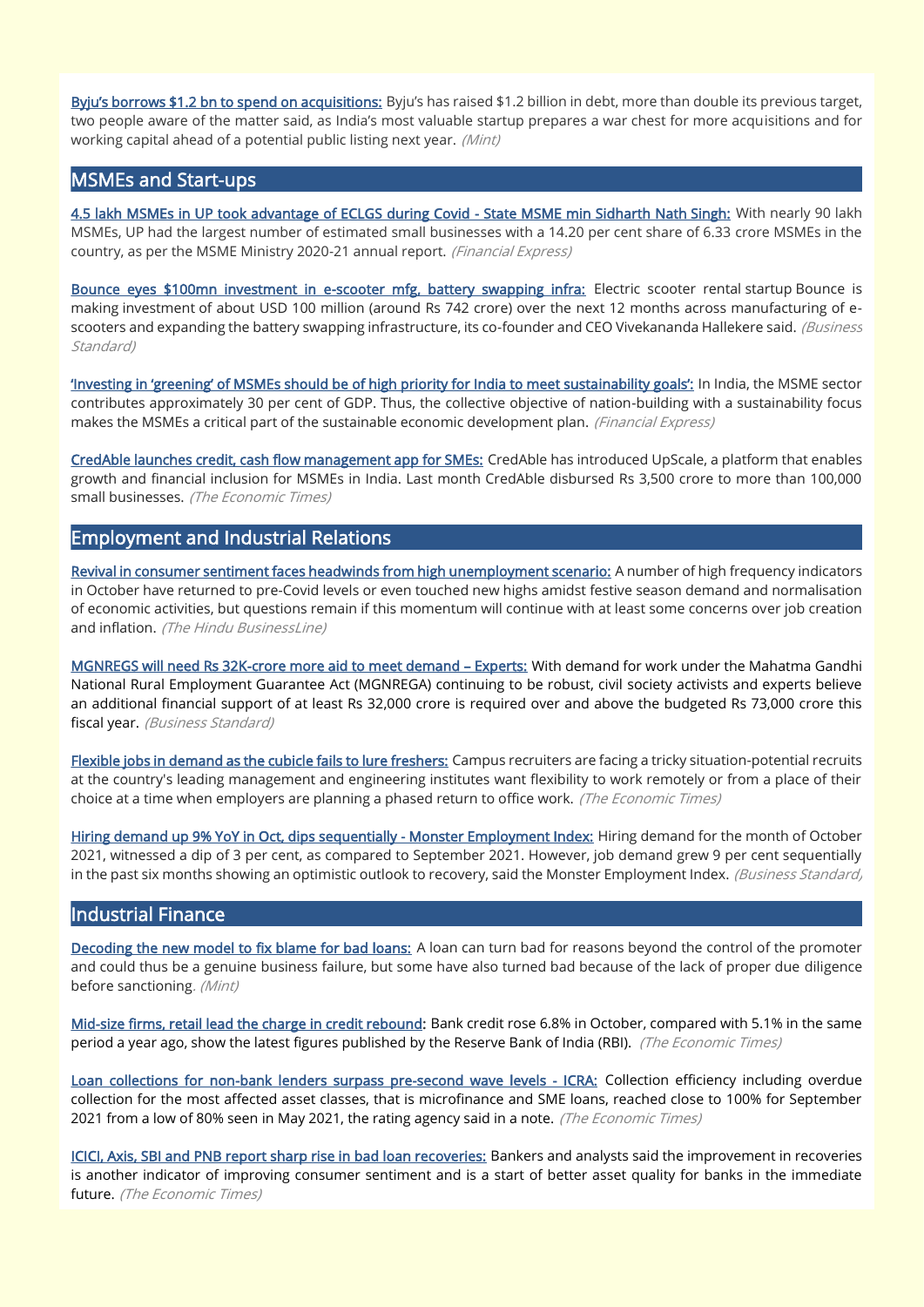**Byju's borrows $1.2 bn to spend on acquisitions:** Byju's has raised $1.2 billion in debt, more than double its previous target, two people aware of the matter said, as India's most valuable startup prepares a war chest for more acquisitions and for working capital ahead of a potential public listing next year. *(Mint)*

## MSMEs and Start-ups

**4.5 lakh MSMEs in UP took advantage of ECLGS during Covid - State MSME min Sidharth Nath Singh:** With nearly 90 lakh MSMEs, UP had the largest number of estimated small businesses with a 14.20 per cent share of 6.33 crore MSMEs in the country, as per the MSME Ministry 2020-21 annual report. *(Financial Express)*

**Bounce eyes $100mn investment in e-scooter mfg, battery swapping infra:** Electric scooter rental startup Bounce is making investment of about USD 100 million (around Rs 742 crore) over the next 12 months across manufacturing of e-scooters and expanding the battery swapping infrastructure, its co-founder and CEO Vivekananda Hallekere said. *(Business Standard)*

**'Investing in 'greening' of MSMEs should be of high priority for India to meet sustainability goals':** In India, the MSME sector contributes approximately 30 per cent of GDP. Thus, the collective objective of nation-building with a sustainability focus makes the MSMEs a critical part of the sustainable economic development plan. *(Financial Express)*

**CredAble launches credit, cash flow management app for SMEs:** CredAble has introduced UpScale, a platform that enables growth and financial inclusion for MSMEs in India. Last month CredAble disbursed Rs 3,500 crore to more than 100,000 small businesses. *(The Economic Times)*

## Employment and Industrial Relations

**Revival in consumer sentiment faces headwinds from high unemployment scenario:** A number of high frequency indicators in October have returned to pre-Covid levels or even touched new highs amidst festive season demand and normalisation of economic activities, but questions remain if this momentum will continue with at least some concerns over job creation and inflation. *(The Hindu BusinessLine)*

**MGNREGS will need Rs 32K-crore more aid to meet demand – Experts:** With demand for work under the Mahatma Gandhi National Rural Employment Guarantee Act (MGNREGA) continuing to be robust, civil society activists and experts believe an additional financial support of at least Rs 32,000 crore is required over and above the budgeted Rs 73,000 crore this fiscal year. *(Business Standard)*

**Flexible jobs in demand as the cubicle fails to lure freshers:** Campus recruiters are facing a tricky situation-potential recruits at the country's leading management and engineering institutes want flexibility to work remotely or from a place of their choice at a time when employers are planning a phased return to office work. *(The Economic Times)*

**Hiring demand up 9% YoY in Oct, dips sequentially - Monster Employment Index:** Hiring demand for the month of October 2021, witnessed a dip of 3 per cent, as compared to September 2021. However, job demand grew 9 per cent sequentially in the past six months showing an optimistic outlook to recovery, said the Monster Employment Index. *(Business Standard)*

## Industrial Finance

**Decoding the new model to fix blame for bad loans:** A loan can turn bad for reasons beyond the control of the promoter and could thus be a genuine business failure, but some have also turned bad because of the lack of proper due diligence before sanctioning. *(Mint)*

**Mid-size firms, retail lead the charge in credit rebound:** Bank credit rose 6.8% in October, compared with 5.1% in the same period a year ago, show the latest figures published by the Reserve Bank of India (RBI). *(The Economic Times)*

**Loan collections for non-bank lenders surpass pre-second wave levels - ICRA:** Collection efficiency including overdue collection for the most affected asset classes, that is microfinance and SME loans, reached close to 100% for September 2021 from a low of 80% seen in May 2021, the rating agency said in a note. *(The Economic Times)*

**ICICI, Axis, SBI and PNB report sharp rise in bad loan recoveries:** Bankers and analysts said the improvement in recoveries is another indicator of improving consumer sentiment and is a start of better asset quality for banks in the immediate future. *(The Economic Times)*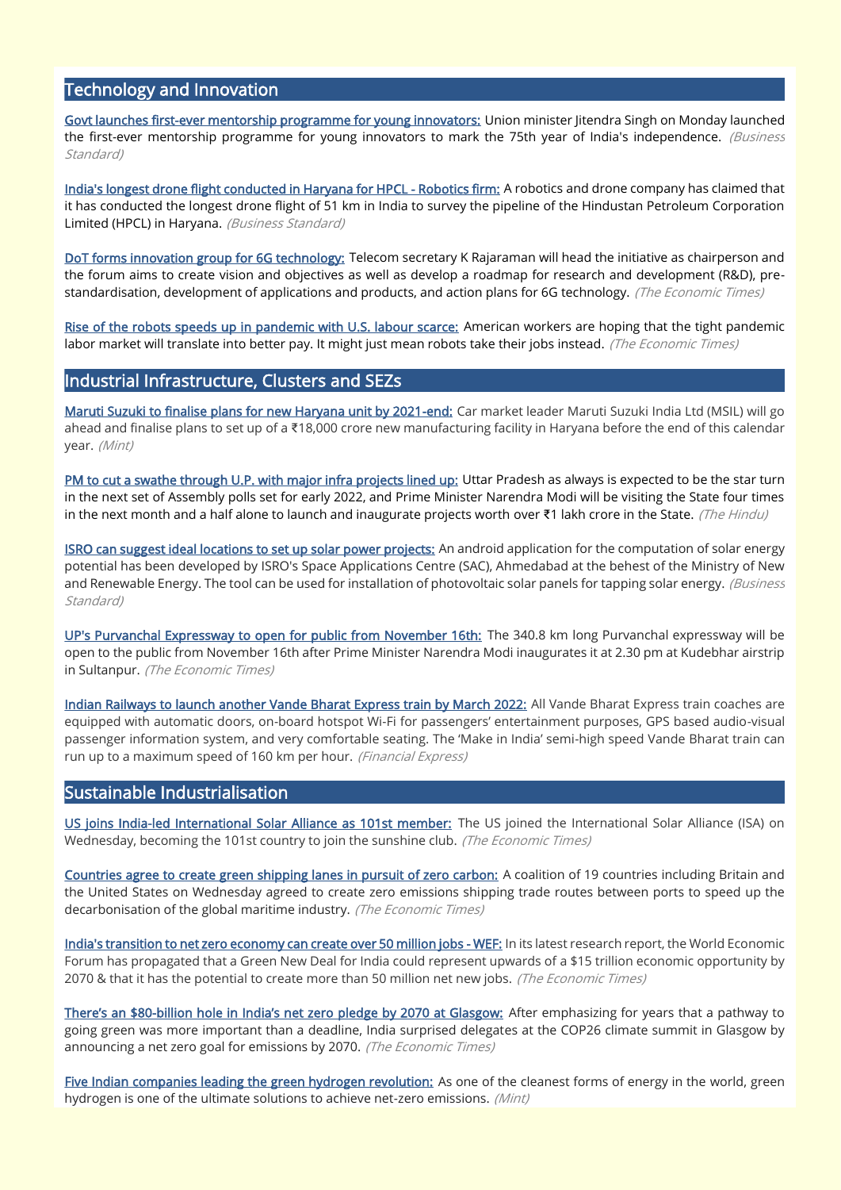## Technology and Innovation

**Govt launches first-ever mentorship programme for young innovators:** Union minister Jitendra Singh on Monday launched the first-ever mentorship programme for young innovators to mark the 75th year of India's independence. *(Business Standard)*

**India's longest drone flight conducted in Haryana for HPCL - Robotics firm:** A robotics and drone company has claimed that it has conducted the longest drone flight of 51 km in India to survey the pipeline of the Hindustan Petroleum Corporation Limited (HPCL) in Haryana. *(Business Standard)*

**DoT forms innovation group for 6G technology:** Telecom secretary K Rajaraman will head the initiative as chairperson and the forum aims to create vision and objectives as well as develop a roadmap for research and development (R&D), pre-standardisation, development of applications and products, and action plans for 6G technology. *(The Economic Times)*

**Rise of the robots speeds up in pandemic with U.S. labour scarce:** American workers are hoping that the tight pandemic labor market will translate into better pay. It might just mean robots take their jobs instead. *(The Economic Times)*

## Industrial Infrastructure, Clusters and SEZs

**Maruti Suzuki to finalise plans for new Haryana unit by 2021-end:** Car market leader Maruti Suzuki India Ltd (MSIL) will go ahead and finalise plans to set up of a ₹18,000 crore new manufacturing facility in Haryana before the end of this calendar year. *(Mint)*

**PM to cut a swathe through U.P. with major infra projects lined up:** Uttar Pradesh as always is expected to be the star turn in the next set of Assembly polls set for early 2022, and Prime Minister Narendra Modi will be visiting the State four times in the next month and a half alone to launch and inaugurate projects worth over ₹1 lakh crore in the State. *(The Hindu)*

**ISRO can suggest ideal locations to set up solar power projects:** An android application for the computation of solar energy potential has been developed by ISRO's Space Applications Centre (SAC), Ahmedabad at the behest of the Ministry of New and Renewable Energy. The tool can be used for installation of photovoltaic solar panels for tapping solar energy. *(Business Standard)*

**UP's Purvanchal Expressway to open for public from November 16th:** The 340.8 km long Purvanchal expressway will be open to the public from November 16th after Prime Minister Narendra Modi inaugurates it at 2.30 pm at Kudebhar airstrip in Sultanpur. *(The Economic Times)*

**Indian Railways to launch another Vande Bharat Express train by March 2022:** All Vande Bharat Express train coaches are equipped with automatic doors, on-board hotspot Wi-Fi for passengers' entertainment purposes, GPS based audio-visual passenger information system, and very comfortable seating. The 'Make in India' semi-high speed Vande Bharat train can run up to a maximum speed of 160 km per hour. *(Financial Express)*

## Sustainable Industrialisation

**US joins India-led International Solar Alliance as 101st member:** The US joined the International Solar Alliance (ISA) on Wednesday, becoming the 101st country to join the sunshine club. *(The Economic Times)*

**Countries agree to create green shipping lanes in pursuit of zero carbon:** A coalition of 19 countries including Britain and the United States on Wednesday agreed to create zero emissions shipping trade routes between ports to speed up the decarbonisation of the global maritime industry. *(The Economic Times)*

**India's transition to net zero economy can create over 50 million jobs - WEF:** In its latest research report, the World Economic Forum has propagated that a Green New Deal for India could represent upwards of a $15 trillion economic opportunity by 2070 & that it has the potential to create more than 50 million net new jobs. *(The Economic Times)*

**There's an $80-billion hole in India's net zero pledge by 2070 at Glasgow:** After emphasizing for years that a pathway to going green was more important than a deadline, India surprised delegates at the COP26 climate summit in Glasgow by announcing a net zero goal for emissions by 2070. *(The Economic Times)*

**Five Indian companies leading the green hydrogen revolution:** As one of the cleanest forms of energy in the world, green hydrogen is one of the ultimate solutions to achieve net-zero emissions. *(Mint)*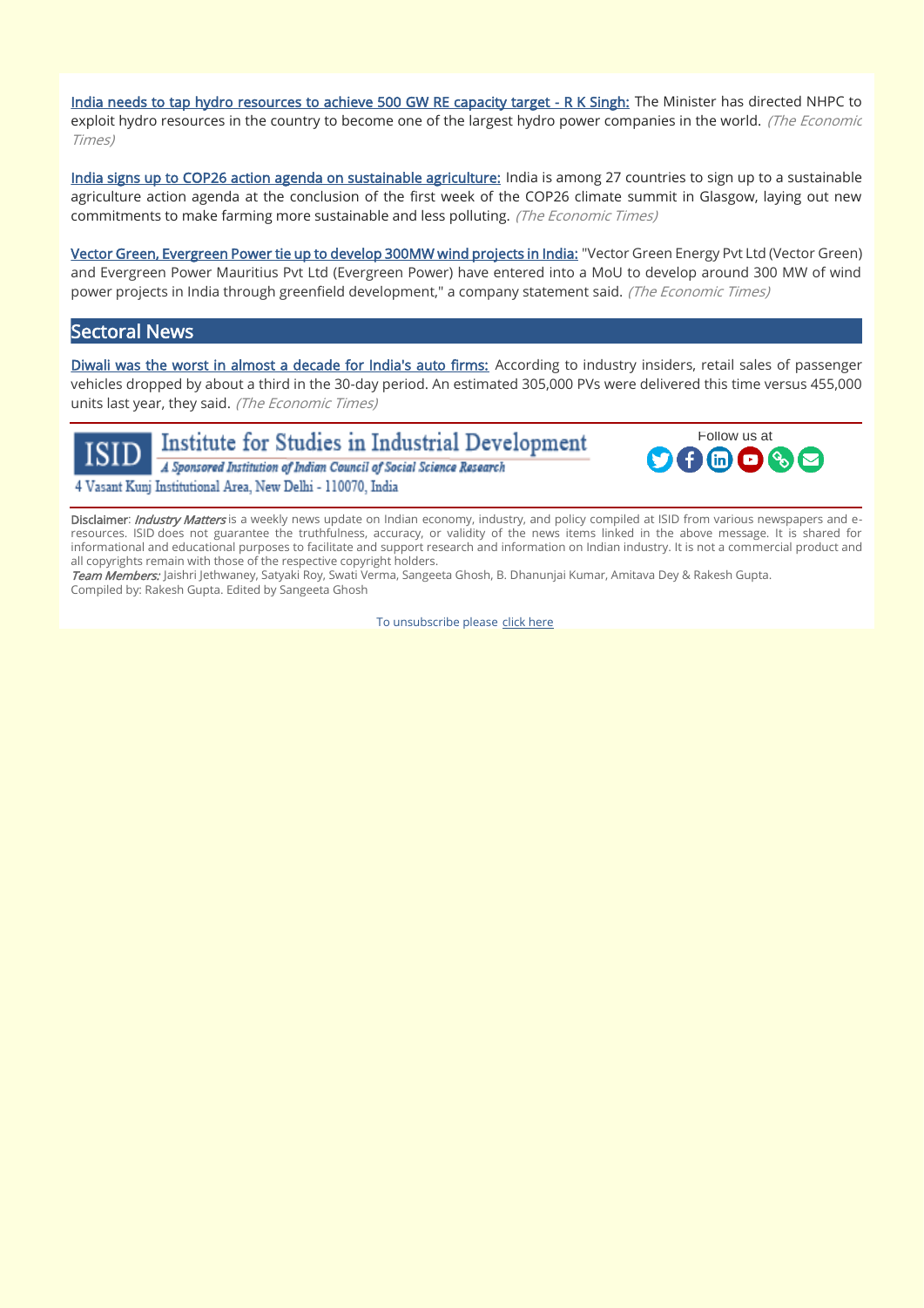**India needs to tap hydro resources to achieve 500 GW RE capacity target - R K Singh:** The Minister has directed NHPC to exploit hydro resources in the country to become one of the largest hydro power companies in the world. *(The Economic Times)*

**India signs up to COP26 action agenda on sustainable agriculture:** India is among 27 countries to sign up to a sustainable agriculture action agenda at the conclusion of the first week of the COP26 climate summit in Glasgow, laying out new commitments to make farming more sustainable and less polluting. *(The Economic Times)*

**Vector Green, Evergreen Power tie up to develop 300MW wind projects in India:** "Vector Green Energy Pvt Ltd (Vector Green) and Evergreen Power Mauritius Pvt Ltd (Evergreen Power) have entered into a MoU to develop around 300 MW of wind power projects in India through greenfield development," a company statement said. *(The Economic Times)*

## Sectoral News

**Diwali was the worst in almost a decade for India's auto firms:** According to industry insiders, retail sales of passenger vehicles dropped by about a third in the 30-day period. An estimated 305,000 PVs were delivered this time versus 455,000 units last year, they said. *(The Economic Times)*

---

**ISID Institute for Studies in Industrial Development**
*A Sponsored Institution of Indian Council of Social Science Research*
4 Vasant Kunj Institutional Area, New Delhi - 110070, India

Follow us at

---

Disclaimer: *Industry Matters* is a weekly news update on Indian economy, industry, and policy compiled at ISID from various newspapers and e-resources. ISID does not guarantee the truthfulness, accuracy, or validity of the news items linked in the above message. It is shared for informational and educational purposes to facilitate and support research and information on Indian industry. It is not a commercial product and all copyrights remain with those of the respective copyright holders.
*Team Members:* Jaishri Jethwaney, Satyaki Roy, Swati Verma, Sangeeta Ghosh, B. Dhanunjai Kumar, Amitava Dey & Rakesh Gupta.
Compiled by: Rakesh Gupta. Edited by Sangeeta Ghosh

To unsubscribe please click here